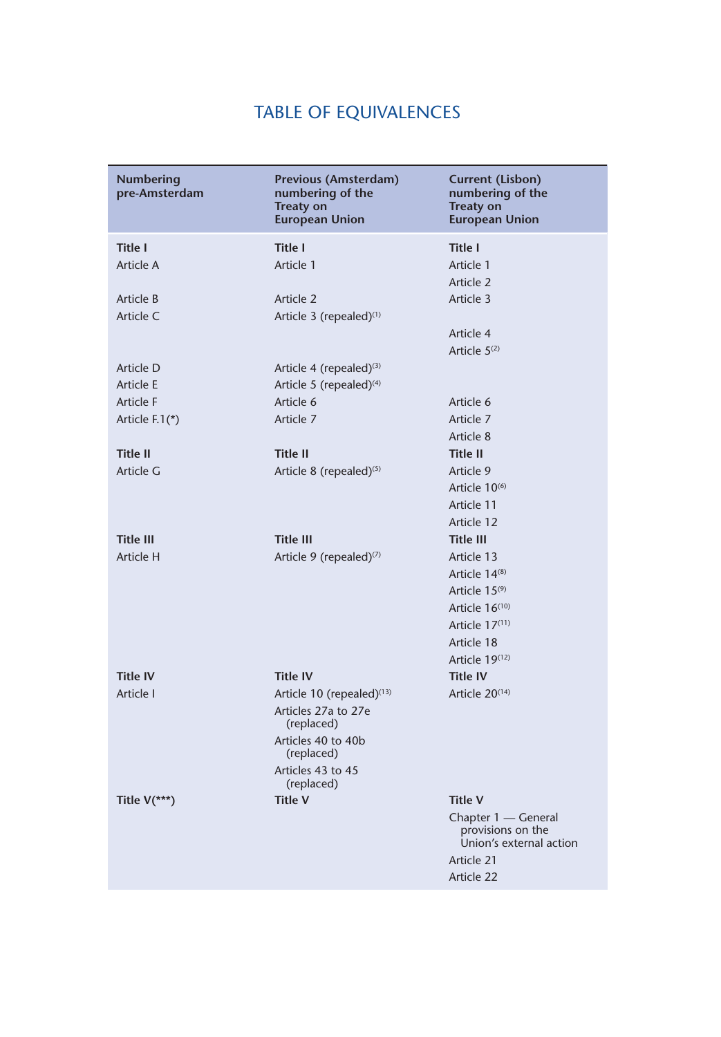# TABLE OF EQUIVALENCES

| Numbering pre-Amsterdam | Previous (Amsterdam) numbering of the Treaty on European Union | Current (Lisbon) numbering of the Treaty on European Union |
|---|---|---|
| **Title I** | **Title I** | **Title I** |
| Article A | Article 1 | Article 1 |
| | | Article 2 |
| Article B | Article 2 | Article 3 |
| Article C | Article 3 (repealed)(1) | |
| | | Article 4 |
| | | Article 5(2) |
| Article D | Article 4 (repealed)(3) | |
| Article E | Article 5 (repealed)(4) | |
| Article F | Article 6 | Article 6 |
| Article F.1(*) | Article 7 | Article 7 |
| | | Article 8 |
| **Title II** | **Title II** | **Title II** |
| Article G | Article 8 (repealed)(5) | Article 9 |
| | | Article 10(6) |
| | | Article 11 |
| | | Article 12 |
| **Title III** | **Title III** | **Title III** |
| Article H | Article 9 (repealed)(7) | Article 13 |
| | | Article 14(8) |
| | | Article 15(9) |
| | | Article 16(10) |
| | | Article 17(11) |
| | | Article 18 |
| | | Article 19(12) |
| **Title IV** | **Title IV** | **Title IV** |
| Article I | Article 10 (repealed)(13) | Article 20(14) |
| | Articles 27a to 27e (replaced) | |
| | Articles 40 to 40b (replaced) | |
| | Articles 43 to 45 (replaced) | |
| **Title V(***)** | **Title V** | **Title V** |
| | | Chapter 1 — General provisions on the Union's external action |
| | | Article 21 |
| | | Article 22 |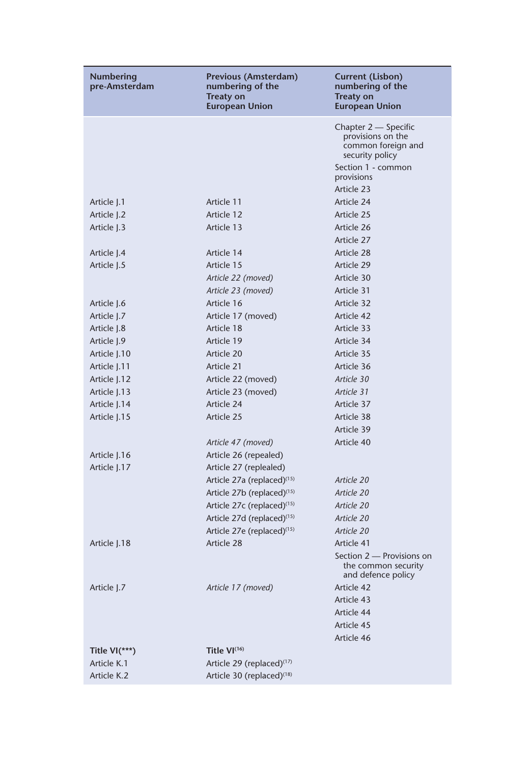| Numbering pre-Amsterdam | Previous (Amsterdam) numbering of the Treaty on European Union | Current (Lisbon) numbering of the Treaty on European Union |
|---|---|---|
| | | Chapter 2 — Specific provisions on the common foreign and security policy |
| | | Section 1 - common provisions |
| | | Article 23 |
| Article J.1 | Article 11 | Article 24 |
| Article J.2 | Article 12 | Article 25 |
| Article J.3 | Article 13 | Article 26 |
| | | Article 27 |
| Article J.4 | Article 14 | Article 28 |
| Article J.5 | Article 15 | Article 29 |
| | *Article 22 (moved)* | Article 30 |
| | *Article 23 (moved)* | Article 31 |
| Article J.6 | Article 16 | Article 32 |
| Article J.7 | Article 17 (moved) | Article 42 |
| Article J.8 | Article 18 | Article 33 |
| Article J.9 | Article 19 | Article 34 |
| Article J.10 | Article 20 | Article 35 |
| Article J.11 | Article 21 | Article 36 |
| Article J.12 | Article 22 (moved) | *Article 30* |
| Article J.13 | Article 23 (moved) | *Article 31* |
| Article J.14 | Article 24 | Article 37 |
| Article J.15 | Article 25 | Article 38 |
| | | Article 39 |
| | *Article 47 (moved)* | Article 40 |
| Article J.16 | Article 26 (repealed) | |
| Article J.17 | Article 27 (replealed) | |
| | Article 27a (replaced)[15] | *Article 20* |
| | Article 27b (replaced)[15] | *Article 20* |
| | Article 27c (replaced)[15] | *Article 20* |
| | Article 27d (replaced)[15] | *Article 20* |
| | Article 27e (replaced)[15] | *Article 20* |
| Article J.18 | Article 28 | Article 41 |
| | | Section 2 — Provisions on the common security and defence policy |
| Article J.7 | *Article 17 (moved)* | Article 42 |
| | | Article 43 |
| | | Article 44 |
| | | Article 45 |
| | | Article 46 |
| **Title VI(\*\*\*)** | **Title VI**[16] | |
| Article K.1 | Article 29 (replaced)[17] | |
| Article K.2 | Article 30 (replaced)[18] | |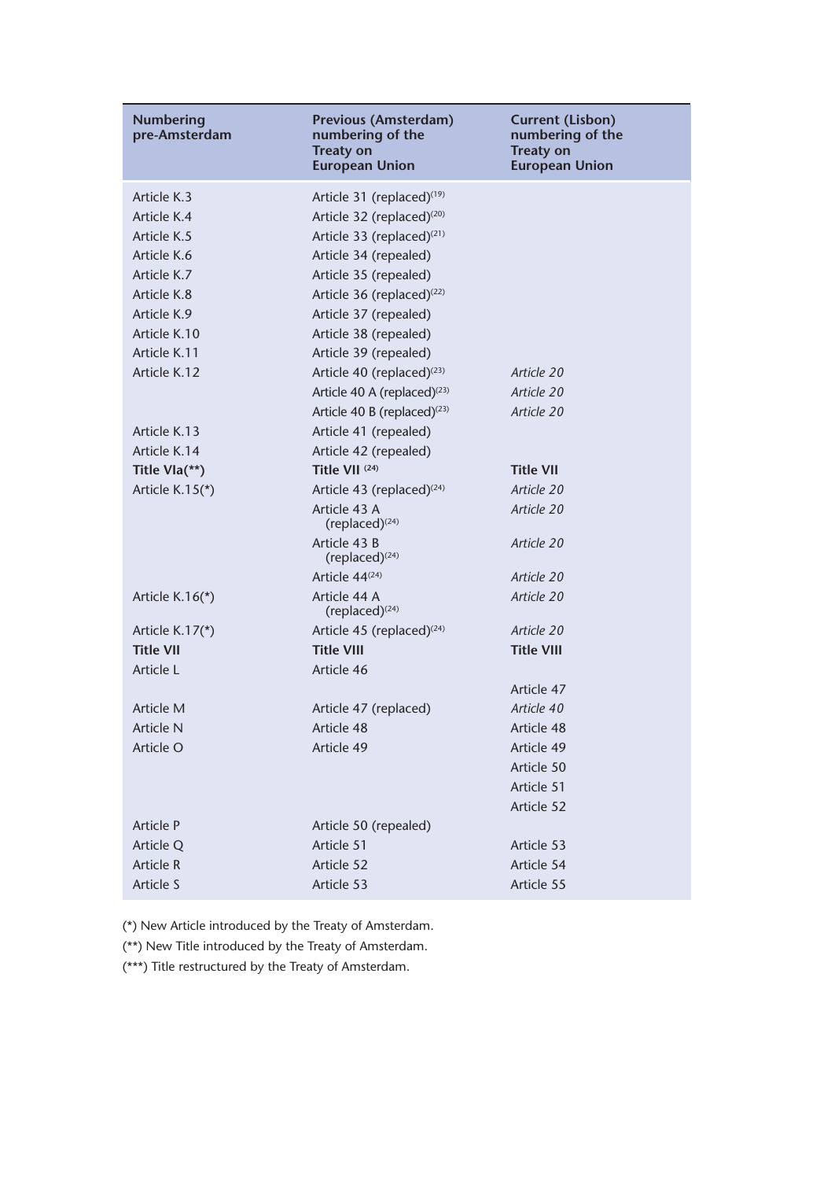| Numbering pre-Amsterdam | Previous (Amsterdam) numbering of the Treaty on European Union | Current (Lisbon) numbering of the Treaty on European Union |
|---|---|---|
| Article K.3 | Article 31 (replaced)[19] | |
| Article K.4 | Article 32 (replaced)[20] | |
| Article K.5 | Article 33 (replaced)[21] | |
| Article K.6 | Article 34 (repealed) | |
| Article K.7 | Article 35 (repealed) | |
| Article K.8 | Article 36 (replaced)[22] | |
| Article K.9 | Article 37 (repealed) | |
| Article K.10 | Article 38 (repealed) | |
| Article K.11 | Article 39 (repealed) | |
| Article K.12 | Article 40 (replaced)[23] | *Article 20* |
| | Article 40 A (replaced)[23] | *Article 20* |
| | Article 40 B (replaced)[23] | *Article 20* |
| Article K.13 | Article 41 (repealed) | |
| Article K.14 | Article 42 (repealed) | |
| **Title VIa(**)** | **Title VII** [24] | **Title VII** |
| Article K.15(*) | Article 43 (replaced)[24] | *Article 20* |
| | Article 43 A (replaced)[24] | *Article 20* |
| | Article 43 B (replaced)[24] | *Article 20* |
| | Article 44[24] | *Article 20* |
| Article K.16(*) | Article 44 A (replaced)[24] | *Article 20* |
| Article K.17(*) | Article 45 (replaced)[24] | *Article 20* |
| **Title VII** | **Title VIII** | **Title VIII** |
| Article L | Article 46 | |
| | | Article 47 |
| Article M | Article 47 (replaced) | *Article 40* |
| Article N | Article 48 | Article 48 |
| Article O | Article 49 | Article 49 |
| | | Article 50 |
| | | Article 51 |
| | | Article 52 |
| Article P | Article 50 (repealed) | |
| Article Q | Article 51 | Article 53 |
| Article R | Article 52 | Article 54 |
| Article S | Article 53 | Article 55 |

(*) New Article introduced by the Treaty of Amsterdam.

(**) New Title introduced by the Treaty of Amsterdam.

(***) Title restructured by the Treaty of Amsterdam.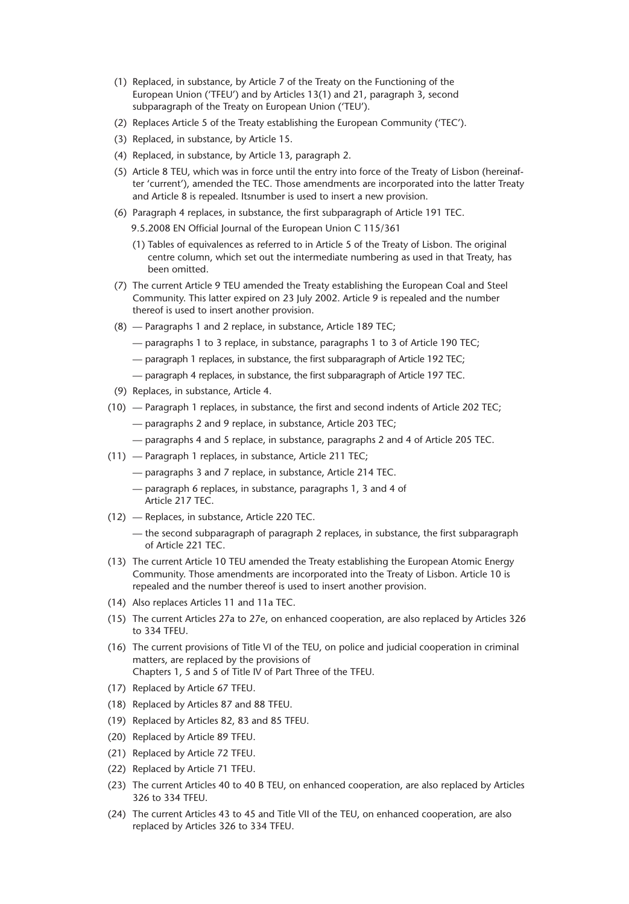(1) Replaced, in substance, by Article 7 of the Treaty on the Functioning of the European Union ('TFEU') and by Articles 13(1) and 21, paragraph 3, second subparagraph of the Treaty on European Union ('TEU').

(2) Replaces Article 5 of the Treaty establishing the European Community ('TEC').

(3) Replaced, in substance, by Article 15.

(4) Replaced, in substance, by Article 13, paragraph 2.

(5) Article 8 TEU, which was in force until the entry into force of the Treaty of Lisbon (hereinafter 'current'), amended the TEC. Those amendments are incorporated into the latter Treaty and Article 8 is repealed. Itsnumber is used to insert a new provision.

(6) Paragraph 4 replaces, in substance, the first subparagraph of Article 191 TEC.

(1) Tables of equivalences as referred to in Article 5 of the Treaty of Lisbon. The original centre column, which set out the intermediate numbering as used in that Treaty, has been omitted.

(7) The current Article 9 TEU amended the Treaty establishing the European Coal and Steel Community. This latter expired on 23 July 2002. Article 9 is repealed and the number thereof is used to insert another provision.

(8) — Paragraphs 1 and 2 replace, in substance, Article 189 TEC;
— paragraphs 1 to 3 replace, in substance, paragraphs 1 to 3 of Article 190 TEC;
— paragraph 1 replaces, in substance, the first subparagraph of Article 192 TEC;
— paragraph 4 replaces, in substance, the first subparagraph of Article 197 TEC.

(9) Replaces, in substance, Article 4.

(10) — Paragraph 1 replaces, in substance, the first and second indents of Article 202 TEC;
— paragraphs 2 and 9 replace, in substance, Article 203 TEC;
— paragraphs 4 and 5 replace, in substance, paragraphs 2 and 4 of Article 205 TEC.

(11) — Paragraph 1 replaces, in substance, Article 211 TEC;
— paragraphs 3 and 7 replace, in substance, Article 214 TEC.
— paragraph 6 replaces, in substance, paragraphs 1, 3 and 4 of Article 217 TEC.

(12) — Replaces, in substance, Article 220 TEC.
— the second subparagraph of paragraph 2 replaces, in substance, the first subparagraph of Article 221 TEC.

(13) The current Article 10 TEU amended the Treaty establishing the European Atomic Energy Community. Those amendments are incorporated into the Treaty of Lisbon. Article 10 is repealed and the number thereof is used to insert another provision.

(14) Also replaces Articles 11 and 11a TEC.

(15) The current Articles 27a to 27e, on enhanced cooperation, are also replaced by Articles 326 to 334 TFEU.

(16) The current provisions of Title VI of the TEU, on police and judicial cooperation in criminal matters, are replaced by the provisions of Chapters 1, 5 and 5 of Title IV of Part Three of the TFEU.

(17) Replaced by Article 67 TFEU.

(18) Replaced by Articles 87 and 88 TFEU.

(19) Replaced by Articles 82, 83 and 85 TFEU.

(20) Replaced by Article 89 TFEU.

(21) Replaced by Article 72 TFEU.

(22) Replaced by Article 71 TFEU.

(23) The current Articles 40 to 40 B TEU, on enhanced cooperation, are also replaced by Articles 326 to 334 TFEU.

(24) The current Articles 43 to 45 and Title VII of the TEU, on enhanced cooperation, are also replaced by Articles 326 to 334 TFEU.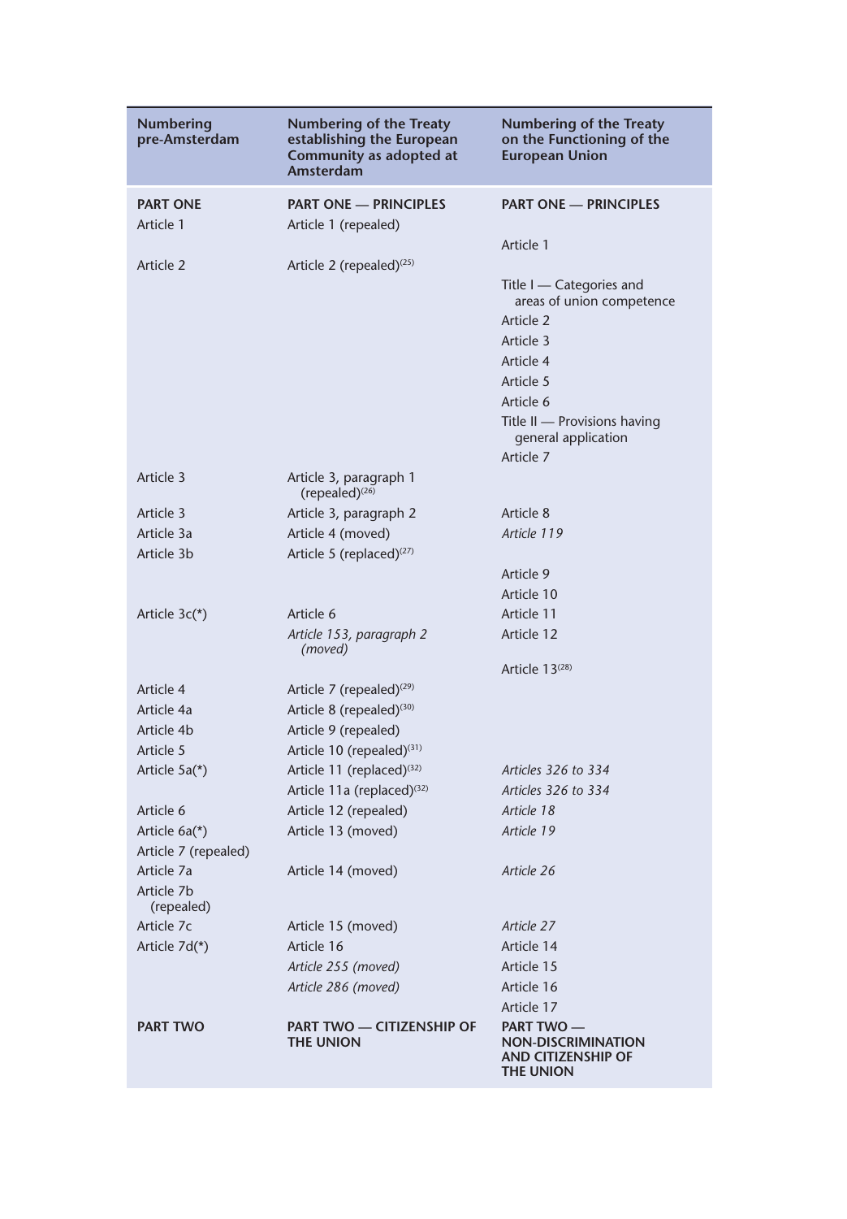| Numbering pre-Amsterdam | Numbering of the Treaty establishing the European Community as adopted at Amsterdam | Numbering of the Treaty on the Functioning of the European Union |
|---|---|---|
| **PART ONE** | **PART ONE — PRINCIPLES** | **PART ONE — PRINCIPLES** |
| Article 1 | Article 1 (repealed) | |
| | | Article 1 |
| Article 2 | Article 2 (repealed)[25] | |
| | | Title I — Categories and areas of union competence |
| | | Article 2 |
| | | Article 3 |
| | | Article 4 |
| | | Article 5 |
| | | Article 6 |
| | | Title II — Provisions having general application |
| | | Article 7 |
| Article 3 | Article 3, paragraph 1 (repealed)[26] | |
| Article 3 | Article 3, paragraph 2 | Article 8 |
| Article 3a | Article 4 (moved) | *Article 119* |
| Article 3b | Article 5 (replaced)[27] | |
| | | Article 9 |
| | | Article 10 |
| Article 3c(*) | Article 6 | Article 11 |
| | *Article 153, paragraph 2 (moved)* | Article 12 |
| | | Article 13[28] |
| Article 4 | Article 7 (repealed)[29] | |
| Article 4a | Article 8 (repealed)[30] | |
| Article 4b | Article 9 (repealed) | |
| Article 5 | Article 10 (repealed)[31] | |
| Article 5a(*) | Article 11 (replaced)[32] | *Articles 326 to 334* |
| | Article 11a (replaced)[32] | *Articles 326 to 334* |
| Article 6 | Article 12 (repealed) | *Article 18* |
| Article 6a(*) | Article 13 (moved) | *Article 19* |
| Article 7 (repealed) | | |
| Article 7a | Article 14 (moved) | *Article 26* |
| Article 7b (repealed) | | |
| Article 7c | Article 15 (moved) | *Article 27* |
| Article 7d(*) | Article 16 | Article 14 |
| | *Article 255 (moved)* | Article 15 |
| | *Article 286 (moved)* | Article 16 |
| | | Article 17 |
| **PART TWO** | **PART TWO — CITIZENSHIP OF THE UNION** | **PART TWO — NON-DISCRIMINATION AND CITIZENSHIP OF THE UNION** |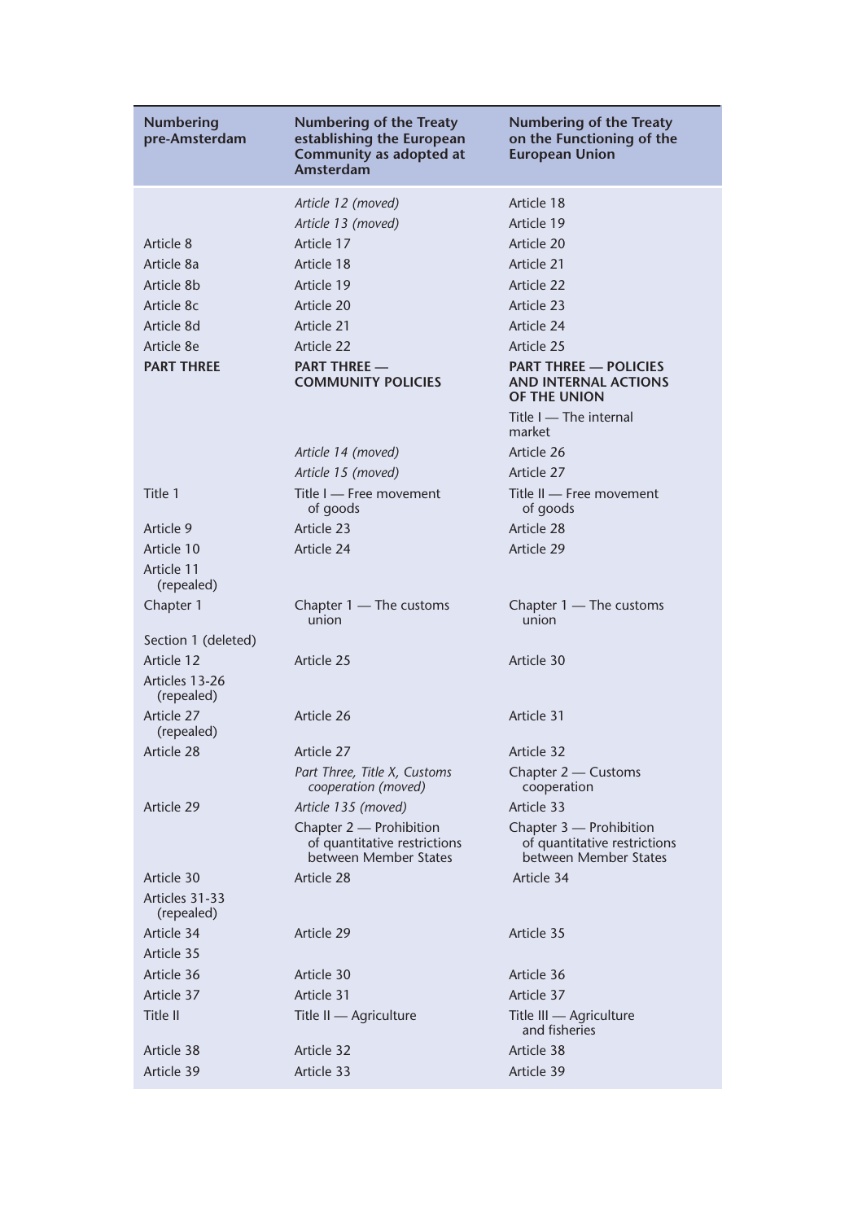| Numbering pre-Amsterdam | Numbering of the Treaty establishing the European Community as adopted at Amsterdam | Numbering of the Treaty on the Functioning of the European Union |
|---|---|---|
| | *Article 12 (moved)* | Article 18 |
| | *Article 13 (moved)* | Article 19 |
| Article 8 | Article 17 | Article 20 |
| Article 8a | Article 18 | Article 21 |
| Article 8b | Article 19 | Article 22 |
| Article 8c | Article 20 | Article 23 |
| Article 8d | Article 21 | Article 24 |
| Article 8e | Article 22 | Article 25 |
| **PART THREE** | **PART THREE — COMMUNITY POLICIES** | **PART THREE — POLICIES AND INTERNAL ACTIONS OF THE UNION** |
| | | Title I — The internal market |
| | *Article 14 (moved)* | Article 26 |
| | *Article 15 (moved)* | Article 27 |
| Title 1 | Title I — Free movement of goods | Title II — Free movement of goods |
| Article 9 | Article 23 | Article 28 |
| Article 10 | Article 24 | Article 29 |
| Article 11 (repealed) | | |
| Chapter 1 | Chapter 1 — The customs union | Chapter 1 — The customs union |
| Section 1 (deleted) | | |
| Article 12 | Article 25 | Article 30 |
| Articles 13-26 (repealed) | | |
| Article 27 (repealed) | Article 26 | Article 31 |
| Article 28 | Article 27 | Article 32 |
| | *Part Three, Title X, Customs cooperation (moved)* | Chapter 2 — Customs cooperation |
| Article 29 | *Article 135 (moved)* | Article 33 |
| | Chapter 2 — Prohibition of quantitative restrictions between Member States | Chapter 3 — Prohibition of quantitative restrictions between Member States |
| Article 30 | Article 28 | Article 34 |
| Articles 31-33 (repealed) | | |
| Article 34 | Article 29 | Article 35 |
| Article 35 | | |
| Article 36 | Article 30 | Article 36 |
| Article 37 | Article 31 | Article 37 |
| Title II | Title II — Agriculture | Title III — Agriculture and fisheries |
| Article 38 | Article 32 | Article 38 |
| Article 39 | Article 33 | Article 39 |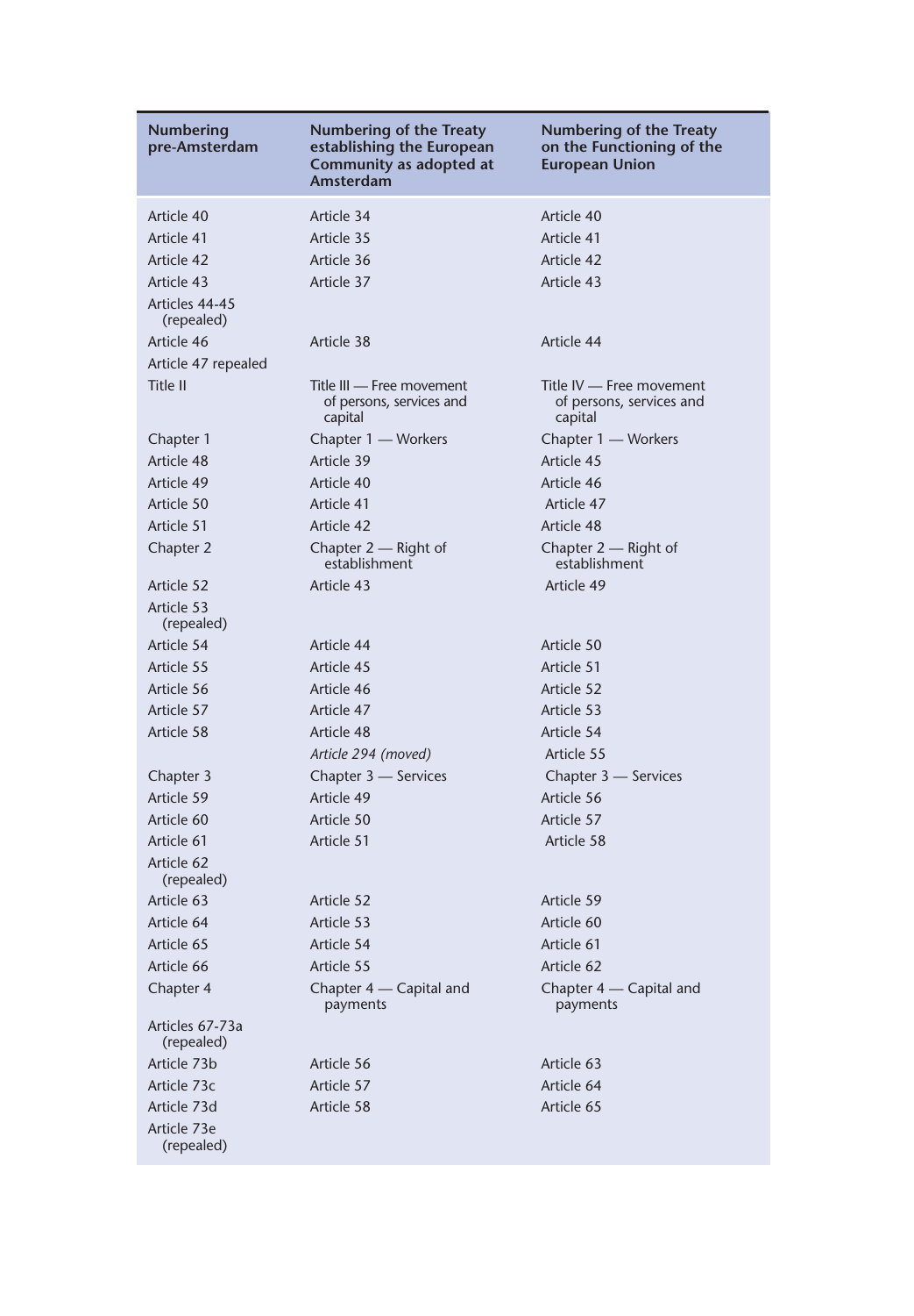| Numbering pre-Amsterdam | Numbering of the Treaty establishing the European Community as adopted at Amsterdam | Numbering of the Treaty on the Functioning of the European Union |
|---|---|---|
| Article 40 | Article 34 | Article 40 |
| Article 41 | Article 35 | Article 41 |
| Article 42 | Article 36 | Article 42 |
| Article 43 | Article 37 | Article 43 |
| Articles 44-45 (repealed) | | |
| Article 46 | Article 38 | Article 44 |
| Article 47 repealed | | |
| Title II | Title III — Free movement of persons, services and capital | Title IV — Free movement of persons, services and capital |
| Chapter 1 | Chapter 1 — Workers | Chapter 1 — Workers |
| Article 48 | Article 39 | Article 45 |
| Article 49 | Article 40 | Article 46 |
| Article 50 | Article 41 | Article 47 |
| Article 51 | Article 42 | Article 48 |
| Chapter 2 | Chapter 2 — Right of establishment | Chapter 2 — Right of establishment |
| Article 52 | Article 43 | Article 49 |
| Article 53 (repealed) | | |
| Article 54 | Article 44 | Article 50 |
| Article 55 | Article 45 | Article 51 |
| Article 56 | Article 46 | Article 52 |
| Article 57 | Article 47 | Article 53 |
| Article 58 | Article 48 | Article 54 |
| | *Article 294 (moved)* | Article 55 |
| Chapter 3 | Chapter 3 — Services | Chapter 3 — Services |
| Article 59 | Article 49 | Article 56 |
| Article 60 | Article 50 | Article 57 |
| Article 61 | Article 51 | Article 58 |
| Article 62 (repealed) | | |
| Article 63 | Article 52 | Article 59 |
| Article 64 | Article 53 | Article 60 |
| Article 65 | Article 54 | Article 61 |
| Article 66 | Article 55 | Article 62 |
| Chapter 4 | Chapter 4 — Capital and payments | Chapter 4 — Capital and payments |
| Articles 67-73a (repealed) | | |
| Article 73b | Article 56 | Article 63 |
| Article 73c | Article 57 | Article 64 |
| Article 73d | Article 58 | Article 65 |
| Article 73e (repealed) | | |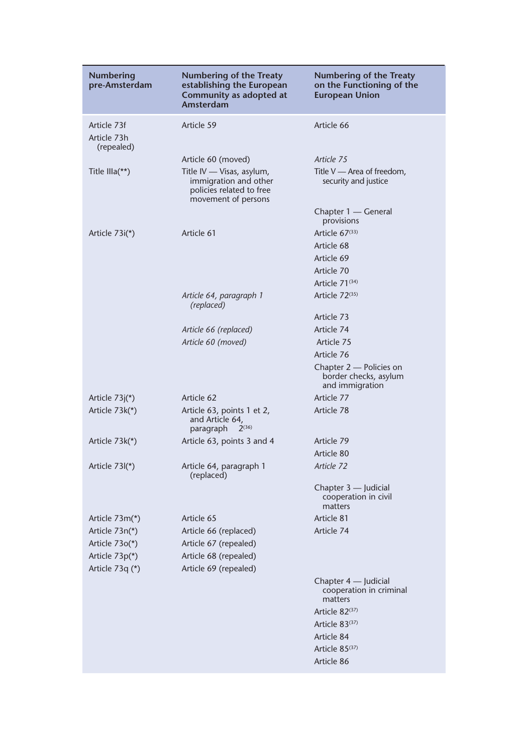| Numbering pre-Amsterdam | Numbering of the Treaty establishing the European Community as adopted at Amsterdam | Numbering of the Treaty on the Functioning of the European Union |
|---|---|---|
| Article 73f | Article 59 | Article 66 |
| Article 73h (repealed) | | |
| | Article 60 (moved) | *Article 75* |
| Title IIIa(**) | Title IV — Visas, asylum, immigration and other policies related to free movement of persons | Title V — Area of freedom, security and justice |
| | | Chapter 1 — General provisions |
| Article 73i(*) | Article 61 | Article 67[33] |
| | | Article 68 |
| | | Article 69 |
| | | Article 70 |
| | | Article 71[34] |
| | *Article 64, paragraph 1 (replaced)* | Article 72[35] |
| | | Article 73 |
| | *Article 66 (replaced)* | Article 74 |
| | *Article 60 (moved)* | Article 75 |
| | | Article 76 |
| | | Chapter 2 — Policies on border checks, asylum and immigration |
| Article 73j(*) | Article 62 | Article 77 |
| Article 73k(*) | Article 63, points 1 et 2, and Article 64, paragraph 2[36] | Article 78 |
| Article 73k(*) | Article 63, points 3 and 4 | Article 79 |
| | | Article 80 |
| Article 73l(*) | Article 64, paragraph 1 (replaced) | *Article 72* |
| | | Chapter 3 — Judicial cooperation in civil matters |
| Article 73m(*) | Article 65 | Article 81 |
| Article 73n(*) | Article 66 (replaced) | Article 74 |
| Article 73o(*) | Article 67 (repealed) | |
| Article 73p(*) | Article 68 (repealed) | |
| Article 73q (*) | Article 69 (repealed) | |
| | | Chapter 4 — Judicial cooperation in criminal matters |
| | | Article 82[37] |
| | | Article 83[37] |
| | | Article 84 |
| | | Article 85[37] |
| | | Article 86 |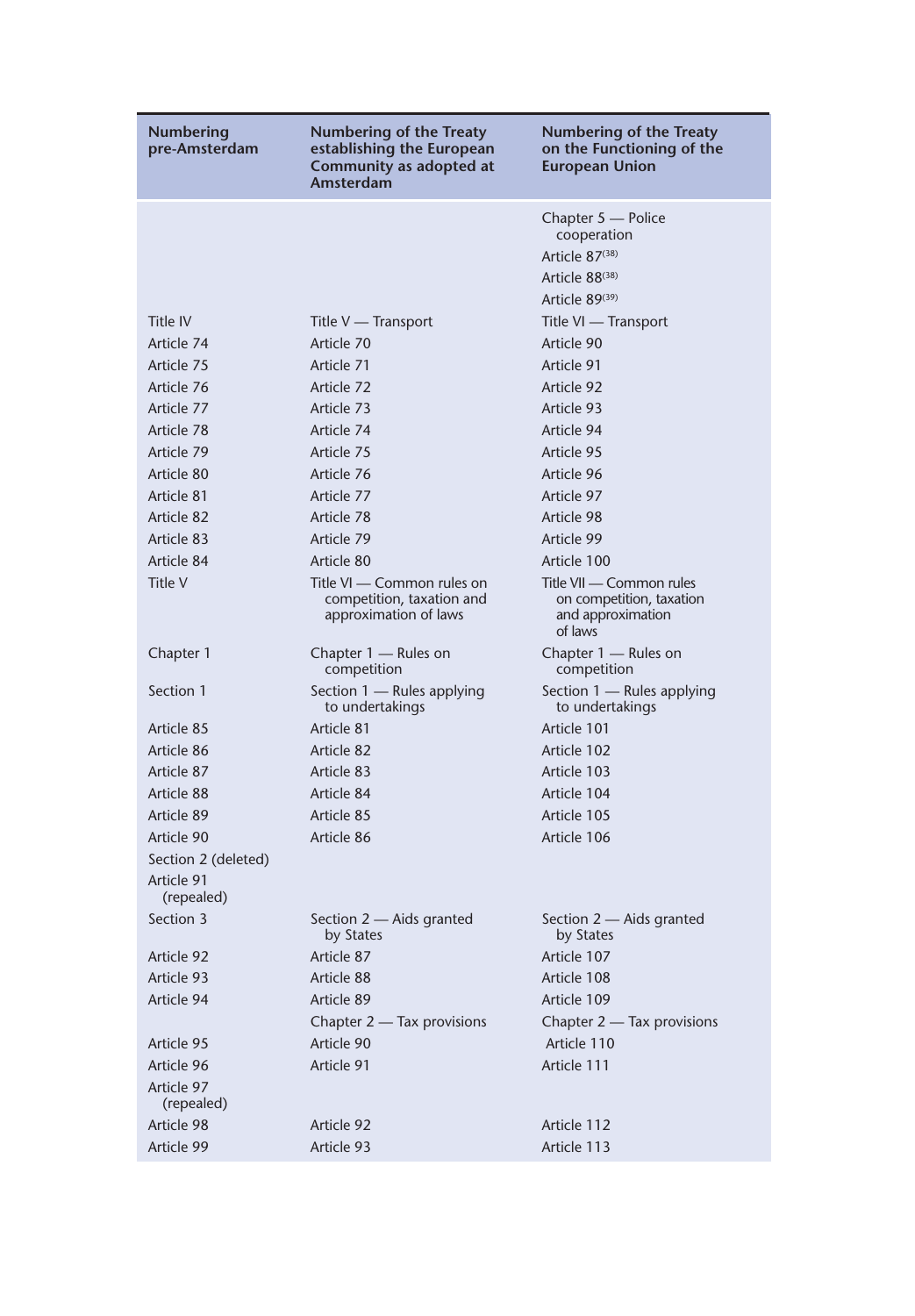| Numbering pre-Amsterdam | Numbering of the Treaty establishing the European Community as adopted at Amsterdam | Numbering of the Treaty on the Functioning of the European Union |
|---|---|---|
| | | Chapter 5 — Police cooperation |
| | | Article 87[38] |
| | | Article 88[38] |
| | | Article 89[39] |
| Title IV | Title V — Transport | Title VI — Transport |
| Article 74 | Article 70 | Article 90 |
| Article 75 | Article 71 | Article 91 |
| Article 76 | Article 72 | Article 92 |
| Article 77 | Article 73 | Article 93 |
| Article 78 | Article 74 | Article 94 |
| Article 79 | Article 75 | Article 95 |
| Article 80 | Article 76 | Article 96 |
| Article 81 | Article 77 | Article 97 |
| Article 82 | Article 78 | Article 98 |
| Article 83 | Article 79 | Article 99 |
| Article 84 | Article 80 | Article 100 |
| Title V | Title VI — Common rules on competition, taxation and approximation of laws | Title VII — Common rules on competition, taxation and approximation of laws |
| Chapter 1 | Chapter 1 — Rules on competition | Chapter 1 — Rules on competition |
| Section 1 | Section 1 — Rules applying to undertakings | Section 1 — Rules applying to undertakings |
| Article 85 | Article 81 | Article 101 |
| Article 86 | Article 82 | Article 102 |
| Article 87 | Article 83 | Article 103 |
| Article 88 | Article 84 | Article 104 |
| Article 89 | Article 85 | Article 105 |
| Article 90 | Article 86 | Article 106 |
| Section 2 (deleted) | | |
| Article 91 (repealed) | | |
| Section 3 | Section 2 — Aids granted by States | Section 2 — Aids granted by States |
| Article 92 | Article 87 | Article 107 |
| Article 93 | Article 88 | Article 108 |
| Article 94 | Article 89 | Article 109 |
| | Chapter 2 — Tax provisions | Chapter 2 — Tax provisions |
| Article 95 | Article 90 | Article 110 |
| Article 96 | Article 91 | Article 111 |
| Article 97 (repealed) | | |
| Article 98 | Article 92 | Article 112 |
| Article 99 | Article 93 | Article 113 |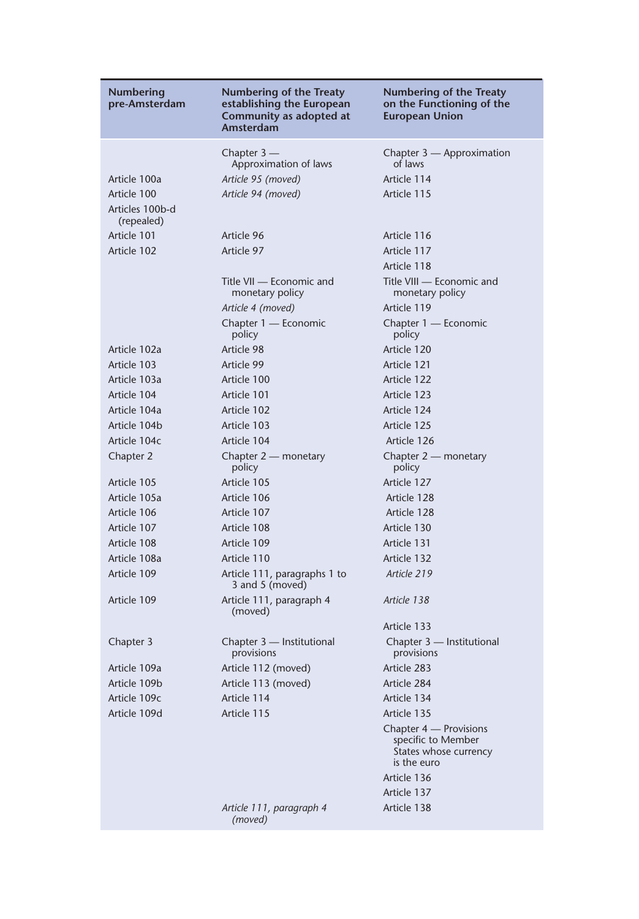| Numbering pre-Amsterdam | Numbering of the Treaty establishing the European Community as adopted at Amsterdam | Numbering of the Treaty on the Functioning of the European Union |
|---|---|---|
| | Chapter 3 — Approximation of laws | Chapter 3 — Approximation of laws |
| Article 100a | *Article 95 (moved)* | Article 114 |
| Article 100 | *Article 94 (moved)* | Article 115 |
| Articles 100b-d (repealed) | | |
| Article 101 | Article 96 | Article 116 |
| Article 102 | Article 97 | Article 117 |
| | | Article 118 |
| | Title VII — Economic and monetary policy | Title VIII — Economic and monetary policy |
| | *Article 4 (moved)* | Article 119 |
| | Chapter 1 — Economic policy | Chapter 1 — Economic policy |
| Article 102a | Article 98 | Article 120 |
| Article 103 | Article 99 | Article 121 |
| Article 103a | Article 100 | Article 122 |
| Article 104 | Article 101 | Article 123 |
| Article 104a | Article 102 | Article 124 |
| Article 104b | Article 103 | Article 125 |
| Article 104c | Article 104 | Article 126 |
| Chapter 2 | Chapter 2 — monetary policy | Chapter 2 — monetary policy |
| Article 105 | Article 105 | Article 127 |
| Article 105a | Article 106 | Article 128 |
| Article 106 | Article 107 | Article 128 |
| Article 107 | Article 108 | Article 130 |
| Article 108 | Article 109 | Article 131 |
| Article 108a | Article 110 | Article 132 |
| Article 109 | Article 111, paragraphs 1 to 3 and 5 (moved) | *Article 219* |
| Article 109 | Article 111, paragraph 4 (moved) | *Article 138* |
| | | Article 133 |
| Chapter 3 | Chapter 3 — Institutional provisions | Chapter 3 — Institutional provisions |
| Article 109a | Article 112 (moved) | Article 283 |
| Article 109b | Article 113 (moved) | Article 284 |
| Article 109c | Article 114 | Article 134 |
| Article 109d | Article 115 | Article 135 |
| | | Chapter 4 — Provisions specific to Member States whose currency is the euro |
| | | Article 136 |
| | | Article 137 |
| | *Article 111, paragraph 4 (moved)* | Article 138 |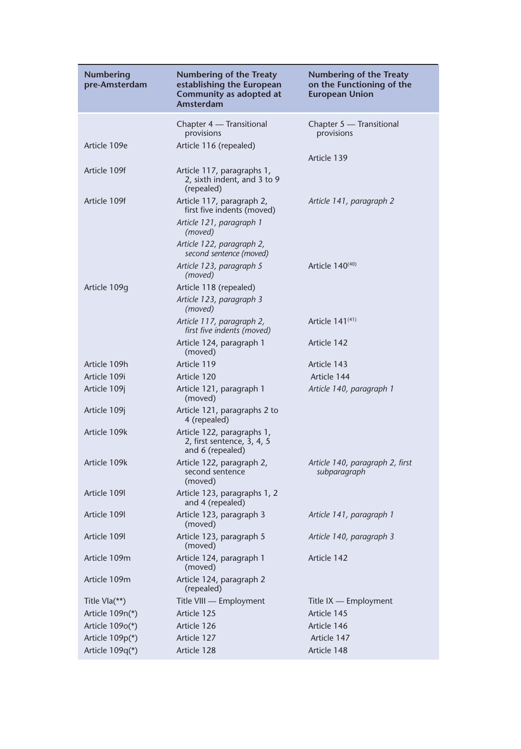| Numbering pre-Amsterdam | Numbering of the Treaty establishing the European Community as adopted at Amsterdam | Numbering of the Treaty on the Functioning of the European Union |
|---|---|---|
| | Chapter 4 — Transitional provisions | Chapter 5 — Transitional provisions |
| Article 109e | Article 116 (repealed) | |
| | | Article 139 |
| Article 109f | Article 117, paragraphs 1, 2, sixth indent, and 3 to 9 (repealed) | |
| Article 109f | Article 117, paragraph 2, first five indents (moved) | *Article 141, paragraph 2* |
| | *Article 121, paragraph 1 (moved)* | |
| | *Article 122, paragraph 2, second sentence (moved)* | |
| | *Article 123, paragraph 5 (moved)* | Article 140[40] |
| Article 109g | Article 118 (repealed) | |
| | *Article 123, paragraph 3 (moved)* | |
| | *Article 117, paragraph 2, first five indents (moved)* | Article 141[41] |
| | Article 124, paragraph 1 (moved) | Article 142 |
| Article 109h | Article 119 | Article 143 |
| Article 109i | Article 120 | Article 144 |
| Article 109j | Article 121, paragraph 1 (moved) | *Article 140, paragraph 1* |
| Article 109j | Article 121, paragraphs 2 to 4 (repealed) | |
| Article 109k | Article 122, paragraphs 1, 2, first sentence, 3, 4, 5 and 6 (repealed) | |
| Article 109k | Article 122, paragraph 2, second sentence (moved) | *Article 140, paragraph 2, first subparagraph* |
| Article 109l | Article 123, paragraphs 1, 2 and 4 (repealed) | |
| Article 109l | Article 123, paragraph 3 (moved) | *Article 141, paragraph 1* |
| Article 109l | Article 123, paragraph 5 (moved) | *Article 140, paragraph 3* |
| Article 109m | Article 124, paragraph 1 (moved) | Article 142 |
| Article 109m | Article 124, paragraph 2 (repealed) | |
| Title VIa(**) | Title VIII — Employment | Title IX — Employment |
| Article 109n(*) | Article 125 | Article 145 |
| Article 109o(*) | Article 126 | Article 146 |
| Article 109p(*) | Article 127 | Article 147 |
| Article 109q(*) | Article 128 | Article 148 |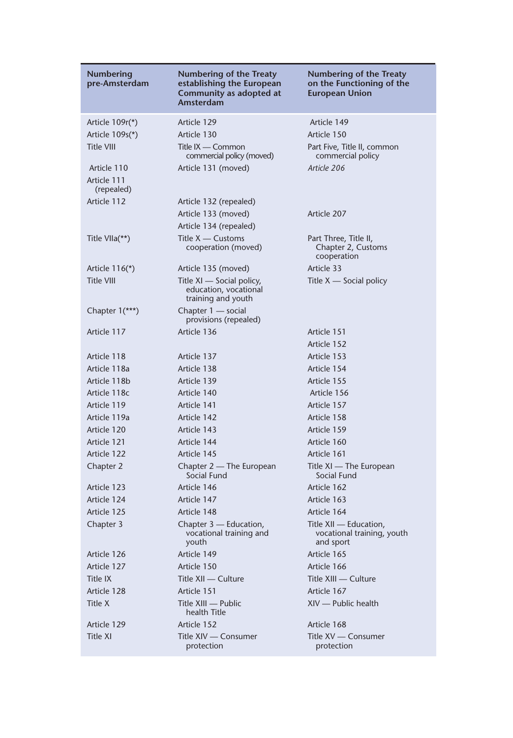| Numbering pre-Amsterdam | Numbering of the Treaty establishing the European Community as adopted at Amsterdam | Numbering of the Treaty on the Functioning of the European Union |
|---|---|---|
| Article 109r(*) | Article 129 | Article 149 |
| Article 109s(*) | Article 130 | Article 150 |
| Title VIII | Title IX — Common commercial policy (moved) | Part Five, Title II, common commercial policy |
| Article 110 | Article 131 (moved) | *Article 206* |
| Article 111 (repealed) | | |
| Article 112 | Article 132 (repealed) | |
| | Article 133 (moved) | Article 207 |
| | Article 134 (repealed) | |
| Title VIIa(**) | Title X — Customs cooperation (moved) | Part Three, Title II, Chapter 2, Customs cooperation |
| Article 116(*) | Article 135 (moved) | Article 33 |
| Title VIII | Title XI — Social policy, education, vocational training and youth | Title X — Social policy |
| Chapter 1(***) | Chapter 1 — social provisions (repealed) | |
| Article 117 | Article 136 | Article 151 |
| | | Article 152 |
| Article 118 | Article 137 | Article 153 |
| Article 118a | Article 138 | Article 154 |
| Article 118b | Article 139 | Article 155 |
| Article 118c | Article 140 | Article 156 |
| Article 119 | Article 141 | Article 157 |
| Article 119a | Article 142 | Article 158 |
| Article 120 | Article 143 | Article 159 |
| Article 121 | Article 144 | Article 160 |
| Article 122 | Article 145 | Article 161 |
| Chapter 2 | Chapter 2 — The European Social Fund | Title XI — The European Social Fund |
| Article 123 | Article 146 | Article 162 |
| Article 124 | Article 147 | Article 163 |
| Article 125 | Article 148 | Article 164 |
| Chapter 3 | Chapter 3 — Education, vocational training and youth | Title XII — Education, vocational training, youth and sport |
| Article 126 | Article 149 | Article 165 |
| Article 127 | Article 150 | Article 166 |
| Title IX | Title XII — Culture | Title XIII — Culture |
| Article 128 | Article 151 | Article 167 |
| Title X | Title XIII — Public health Title | XIV — Public health |
| Article 129 | Article 152 | Article 168 |
| Title XI | Title XIV — Consumer protection | Title XV — Consumer protection |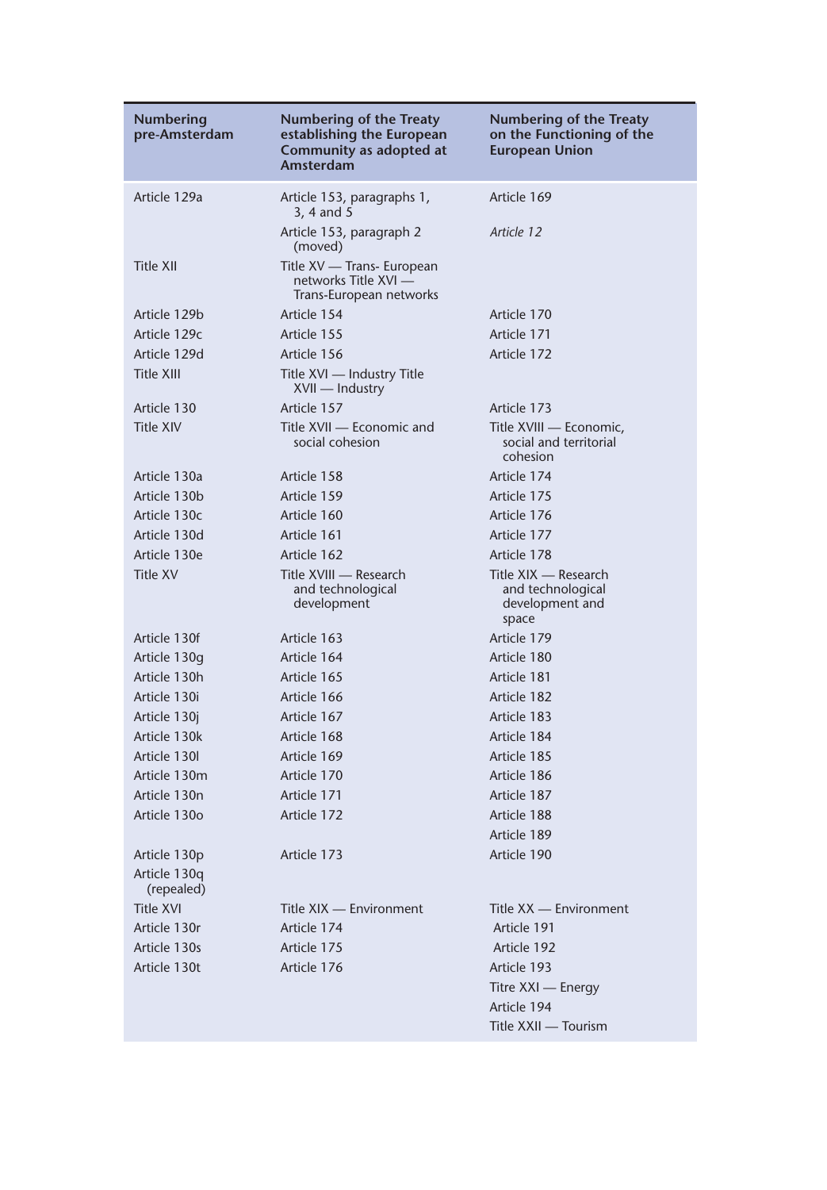| Numbering pre-Amsterdam | Numbering of the Treaty establishing the European Community as adopted at Amsterdam | Numbering of the Treaty on the Functioning of the European Union |
|---|---|---|
| Article 129a | Article 153, paragraphs 1, 3, 4 and 5 | Article 169 |
| | Article 153, paragraph 2 (moved) | *Article 12* |
| Title XII | Title XV — Trans- European networks Title XVI — Trans-European networks | |
| Article 129b | Article 154 | Article 170 |
| Article 129c | Article 155 | Article 171 |
| Article 129d | Article 156 | Article 172 |
| Title XIII | Title XVI — Industry Title XVII — Industry | |
| Article 130 | Article 157 | Article 173 |
| Title XIV | Title XVII — Economic and social cohesion | Title XVIII — Economic, social and territorial cohesion |
| Article 130a | Article 158 | Article 174 |
| Article 130b | Article 159 | Article 175 |
| Article 130c | Article 160 | Article 176 |
| Article 130d | Article 161 | Article 177 |
| Article 130e | Article 162 | Article 178 |
| Title XV | Title XVIII — Research and technological development | Title XIX — Research and technological development and space |
| Article 130f | Article 163 | Article 179 |
| Article 130g | Article 164 | Article 180 |
| Article 130h | Article 165 | Article 181 |
| Article 130i | Article 166 | Article 182 |
| Article 130j | Article 167 | Article 183 |
| Article 130k | Article 168 | Article 184 |
| Article 130l | Article 169 | Article 185 |
| Article 130m | Article 170 | Article 186 |
| Article 130n | Article 171 | Article 187 |
| Article 130o | Article 172 | Article 188 |
| | | Article 189 |
| Article 130p | Article 173 | Article 190 |
| Article 130q (repealed) | | |
| Title XVI | Title XIX — Environment | Title XX — Environment |
| Article 130r | Article 174 | Article 191 |
| Article 130s | Article 175 | Article 192 |
| Article 130t | Article 176 | Article 193 |
| | | Titre XXI — Energy |
| | | Article 194 |
| | | Title XXII — Tourism |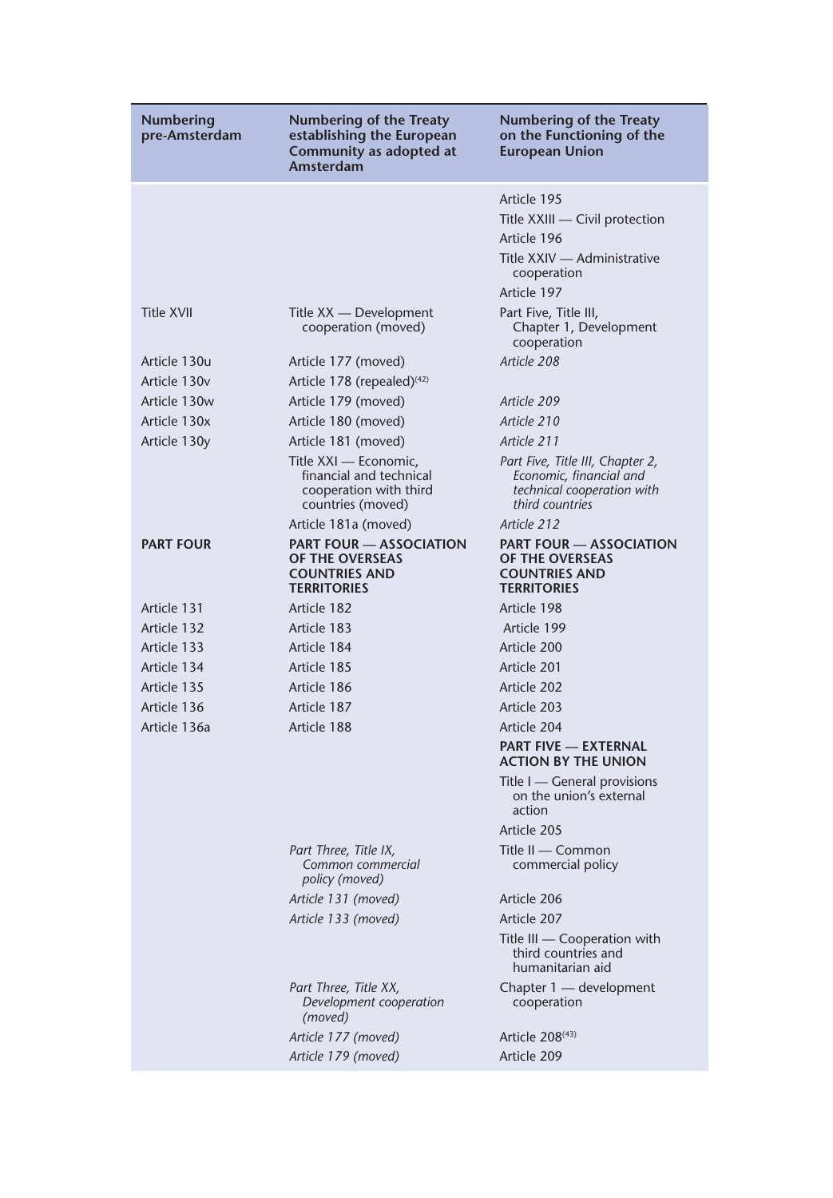| Numbering pre-Amsterdam | Numbering of the Treaty establishing the European Community as adopted at Amsterdam | Numbering of the Treaty on the Functioning of the European Union |
|---|---|---|
| | | Article 195 |
| | | Title XXIII — Civil protection |
| | | Article 196 |
| | | Title XXIV — Administrative cooperation |
| | | Article 197 |
| Title XVII | Title XX — Development cooperation (moved) | Part Five, Title III, Chapter 1, Development cooperation |
| Article 130u | Article 177 (moved) | *Article 208* |
| Article 130v | Article 178 (repealed)[42] | |
| Article 130w | Article 179 (moved) | *Article 209* |
| Article 130x | Article 180 (moved) | *Article 210* |
| Article 130y | Article 181 (moved) | *Article 211* |
| | Title XXI — Economic, financial and technical cooperation with third countries (moved) | *Part Five, Title III, Chapter 2, Economic, financial and technical cooperation with third countries* |
| | Article 181a (moved) | *Article 212* |
| **PART FOUR** | **PART FOUR — ASSOCIATION OF THE OVERSEAS COUNTRIES AND TERRITORIES** | **PART FOUR — ASSOCIATION OF THE OVERSEAS COUNTRIES AND TERRITORIES** |
| Article 131 | Article 182 | Article 198 |
| Article 132 | Article 183 | Article 199 |
| Article 133 | Article 184 | Article 200 |
| Article 134 | Article 185 | Article 201 |
| Article 135 | Article 186 | Article 202 |
| Article 136 | Article 187 | Article 203 |
| Article 136a | Article 188 | Article 204 |
| | | **PART FIVE — EXTERNAL ACTION BY THE UNION** |
| | | Title I — General provisions on the union's external action |
| | | Article 205 |
| | *Part Three, Title IX, Common commercial policy (moved)* | Title II — Common commercial policy |
| | *Article 131 (moved)* | Article 206 |
| | *Article 133 (moved)* | Article 207 |
| | | Title III — Cooperation with third countries and humanitarian aid |
| | *Part Three, Title XX, Development cooperation (moved)* | Chapter 1 — development cooperation |
| | *Article 177 (moved)* | Article 208[43] |
| | *Article 179 (moved)* | Article 209 |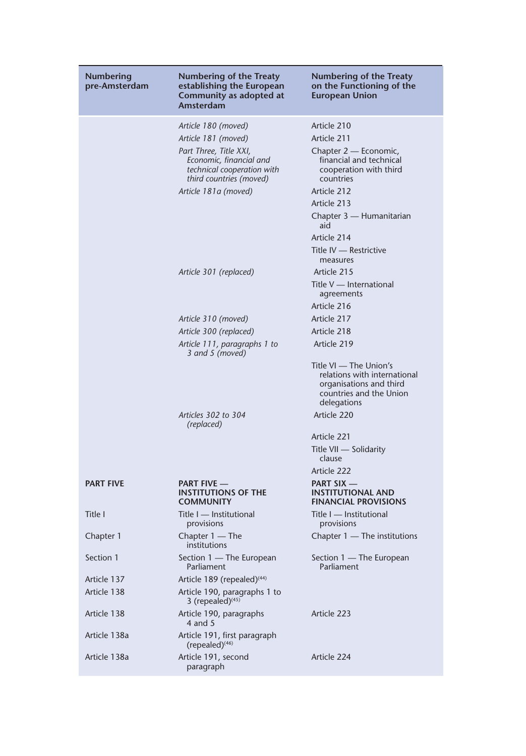| Numbering pre-Amsterdam | Numbering of the Treaty establishing the European Community as adopted at Amsterdam | Numbering of the Treaty on the Functioning of the European Union |
|---|---|---|
| | *Article 180 (moved)* | Article 210 |
| | *Article 181 (moved)* | Article 211 |
| | *Part Three, Title XXI, Economic, financial and technical cooperation with third countries (moved)* | Chapter 2 — Economic, financial and technical cooperation with third countries |
| | *Article 181a (moved)* | Article 212 |
| | | Article 213 |
| | | Chapter 3 — Humanitarian aid |
| | | Article 214 |
| | | Title IV — Restrictive measures |
| | *Article 301 (replaced)* | Article 215 |
| | | Title V — International agreements |
| | | Article 216 |
| | *Article 310 (moved)* | Article 217 |
| | *Article 300 (replaced)* | Article 218 |
| | *Article 111, paragraphs 1 to 3 and 5 (moved)* | Article 219 |
| | | Title VI — The Union's relations with international organisations and third countries and the Union delegations |
| | *Articles 302 to 304 (replaced)* | Article 220 |
| | | Article 221 |
| | | Title VII — Solidarity clause |
| | | Article 222 |
| **PART FIVE** | **PART FIVE — INSTITUTIONS OF THE COMMUNITY** | **PART SIX — INSTITUTIONAL AND FINANCIAL PROVISIONS** |
| Title I | Title I — Institutional provisions | Title I — Institutional provisions |
| Chapter 1 | Chapter 1 — The institutions | Chapter 1 — The institutions |
| Section 1 | Section 1 — The European Parliament | Section 1 — The European Parliament |
| Article 137 | Article 189 (repealed)[44] | |
| Article 138 | Article 190, paragraphs 1 to 3 (repealed)[45] | |
| Article 138 | Article 190, paragraphs 4 and 5 | Article 223 |
| Article 138a | Article 191, first paragraph (repealed)[46] | |
| Article 138a | Article 191, second paragraph | Article 224 |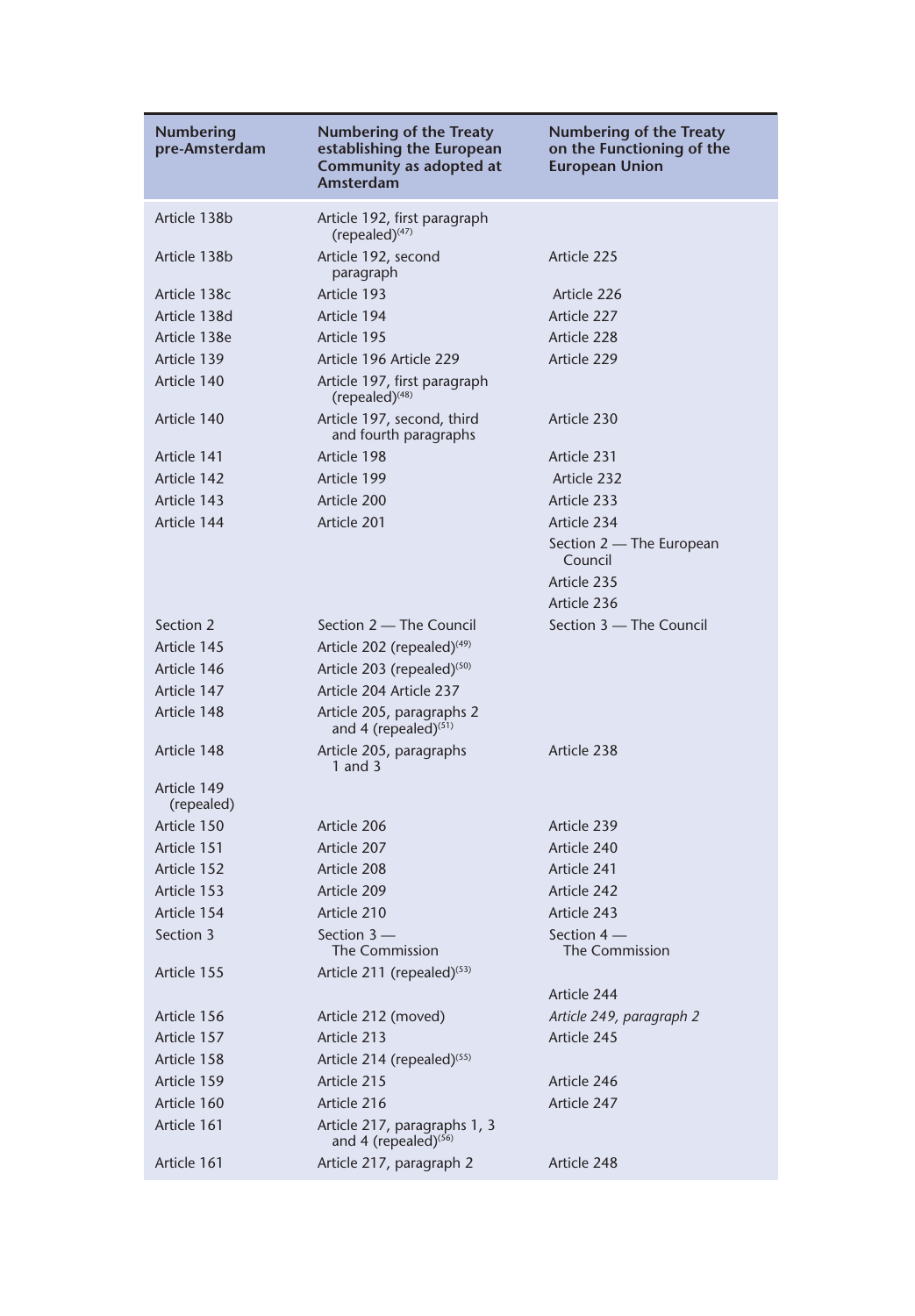| Numbering pre-Amsterdam | Numbering of the Treaty establishing the European Community as adopted at Amsterdam | Numbering of the Treaty on the Functioning of the European Union |
|---|---|---|
| Article 138b | Article 192, first paragraph (repealed)[47] | |
| Article 138b | Article 192, second paragraph | Article 225 |
| Article 138c | Article 193 | Article 226 |
| Article 138d | Article 194 | Article 227 |
| Article 138e | Article 195 | Article 228 |
| Article 139 | Article 196 Article 229 | Article 229 |
| Article 140 | Article 197, first paragraph (repealed)[48] | |
| Article 140 | Article 197, second, third and fourth paragraphs | Article 230 |
| Article 141 | Article 198 | Article 231 |
| Article 142 | Article 199 | Article 232 |
| Article 143 | Article 200 | Article 233 |
| Article 144 | Article 201 | Article 234 |
| | | Section 2 — The European Council |
| | | Article 235 |
| | | Article 236 |
| Section 2 | Section 2 — The Council | Section 3 — The Council |
| Article 145 | Article 202 (repealed)[49] | |
| Article 146 | Article 203 (repealed)[50] | |
| Article 147 | Article 204 Article 237 | |
| Article 148 | Article 205, paragraphs 2 and 4 (repealed)[51] | |
| Article 148 | Article 205, paragraphs 1 and 3 | Article 238 |
| Article 149 (repealed) | | |
| Article 150 | Article 206 | Article 239 |
| Article 151 | Article 207 | Article 240 |
| Article 152 | Article 208 | Article 241 |
| Article 153 | Article 209 | Article 242 |
| Article 154 | Article 210 | Article 243 |
| Section 3 | Section 3 — The Commission | Section 4 — The Commission |
| Article 155 | Article 211 (repealed)[53] | |
| | | Article 244 |
| Article 156 | Article 212 (moved) | *Article 249, paragraph 2* |
| Article 157 | Article 213 | Article 245 |
| Article 158 | Article 214 (repealed)[55] | |
| Article 159 | Article 215 | Article 246 |
| Article 160 | Article 216 | Article 247 |
| Article 161 | Article 217, paragraphs 1, 3 and 4 (repealed)[56] | |
| Article 161 | Article 217, paragraph 2 | Article 248 |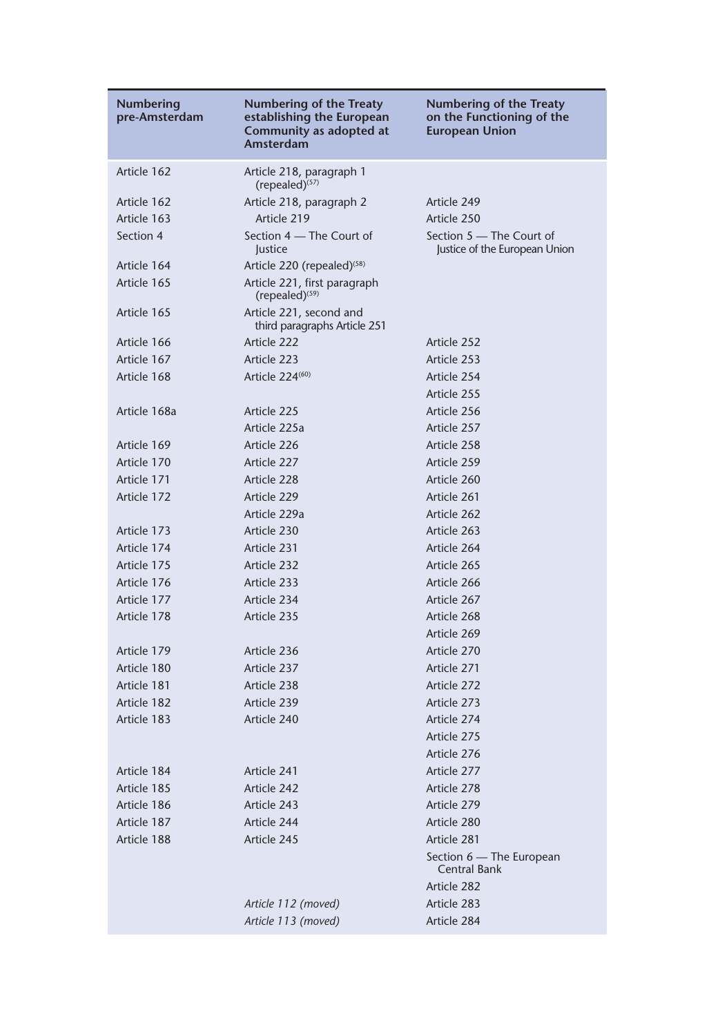| Numbering pre-Amsterdam | Numbering of the Treaty establishing the European Community as adopted at Amsterdam | Numbering of the Treaty on the Functioning of the European Union |
|---|---|---|
| Article 162 | Article 218, paragraph 1 (repealed)[57] | |
| Article 162 | Article 218, paragraph 2 | Article 249 |
| Article 163 | Article 219 | Article 250 |
| Section 4 | Section 4 — The Court of Justice | Section 5 — The Court of Justice of the European Union |
| Article 164 | Article 220 (repealed)[58] | |
| Article 165 | Article 221, first paragraph (repealed)[59] | |
| Article 165 | Article 221, second and third paragraphs Article 251 | |
| Article 166 | Article 222 | Article 252 |
| Article 167 | Article 223 | Article 253 |
| Article 168 | Article 224[60] | Article 254 |
| | | Article 255 |
| Article 168a | Article 225 | Article 256 |
| | Article 225a | Article 257 |
| Article 169 | Article 226 | Article 258 |
| Article 170 | Article 227 | Article 259 |
| Article 171 | Article 228 | Article 260 |
| Article 172 | Article 229 | Article 261 |
| | Article 229a | Article 262 |
| Article 173 | Article 230 | Article 263 |
| Article 174 | Article 231 | Article 264 |
| Article 175 | Article 232 | Article 265 |
| Article 176 | Article 233 | Article 266 |
| Article 177 | Article 234 | Article 267 |
| Article 178 | Article 235 | Article 268 |
| | | Article 269 |
| Article 179 | Article 236 | Article 270 |
| Article 180 | Article 237 | Article 271 |
| Article 181 | Article 238 | Article 272 |
| Article 182 | Article 239 | Article 273 |
| Article 183 | Article 240 | Article 274 |
| | | Article 275 |
| | | Article 276 |
| Article 184 | Article 241 | Article 277 |
| Article 185 | Article 242 | Article 278 |
| Article 186 | Article 243 | Article 279 |
| Article 187 | Article 244 | Article 280 |
| Article 188 | Article 245 | Article 281 |
| | | Section 6 — The European Central Bank |
| | | Article 282 |
| | *Article 112 (moved)* | Article 283 |
| | *Article 113 (moved)* | Article 284 |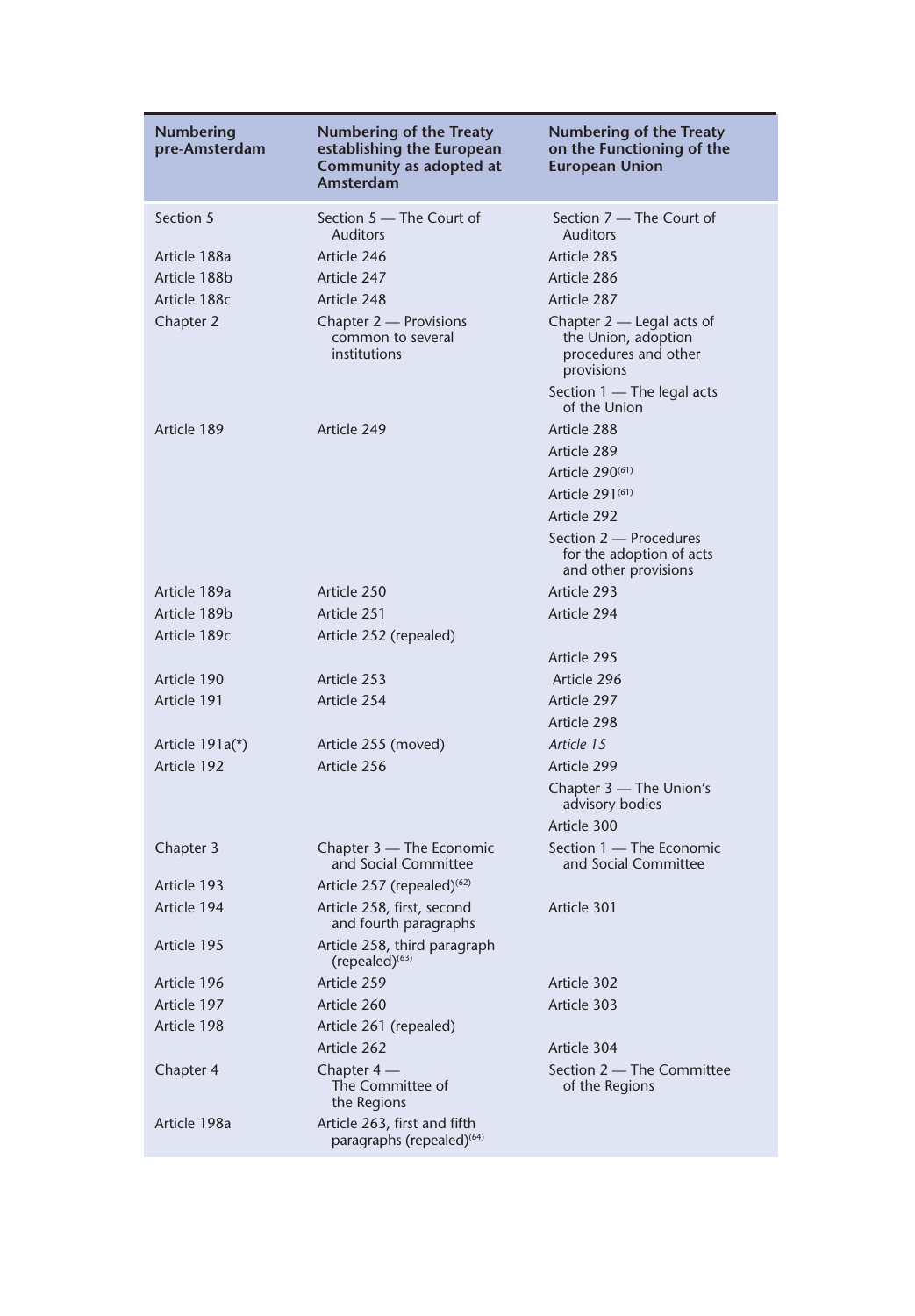| Numbering pre-Amsterdam | Numbering of the Treaty establishing the European Community as adopted at Amsterdam | Numbering of the Treaty on the Functioning of the European Union |
|---|---|---|
| Section 5 | Section 5 — The Court of Auditors | Section 7 — The Court of Auditors |
| Article 188a | Article 246 | Article 285 |
| Article 188b | Article 247 | Article 286 |
| Article 188c | Article 248 | Article 287 |
| Chapter 2 | Chapter 2 — Provisions common to several institutions | Chapter 2 — Legal acts of the Union, adoption procedures and other provisions |
| | | Section 1 — The legal acts of the Union |
| Article 189 | Article 249 | Article 288 |
| | | Article 289 |
| | | Article 290[61] |
| | | Article 291[61] |
| | | Article 292 |
| | | Section 2 — Procedures for the adoption of acts and other provisions |
| Article 189a | Article 250 | Article 293 |
| Article 189b | Article 251 | Article 294 |
| Article 189c | Article 252 (repealed) | |
| | | Article 295 |
| Article 190 | Article 253 | Article 296 |
| Article 191 | Article 254 | Article 297 |
| | | Article 298 |
| Article 191a(*) | Article 255 (moved) | *Article 15* |
| Article 192 | Article 256 | Article 299 |
| | | Chapter 3 — The Union's advisory bodies |
| | | Article 300 |
| Chapter 3 | Chapter 3 — The Economic and Social Committee | Section 1 — The Economic and Social Committee |
| Article 193 | Article 257 (repealed)[62] | |
| Article 194 | Article 258, first, second and fourth paragraphs | Article 301 |
| Article 195 | Article 258, third paragraph (repealed)[63] | |
| Article 196 | Article 259 | Article 302 |
| Article 197 | Article 260 | Article 303 |
| Article 198 | Article 261 (repealed) | |
| | Article 262 | Article 304 |
| Chapter 4 | Chapter 4 — The Committee of the Regions | Section 2 — The Committee of the Regions |
| Article 198a | Article 263, first and fifth paragraphs (repealed)[64] | |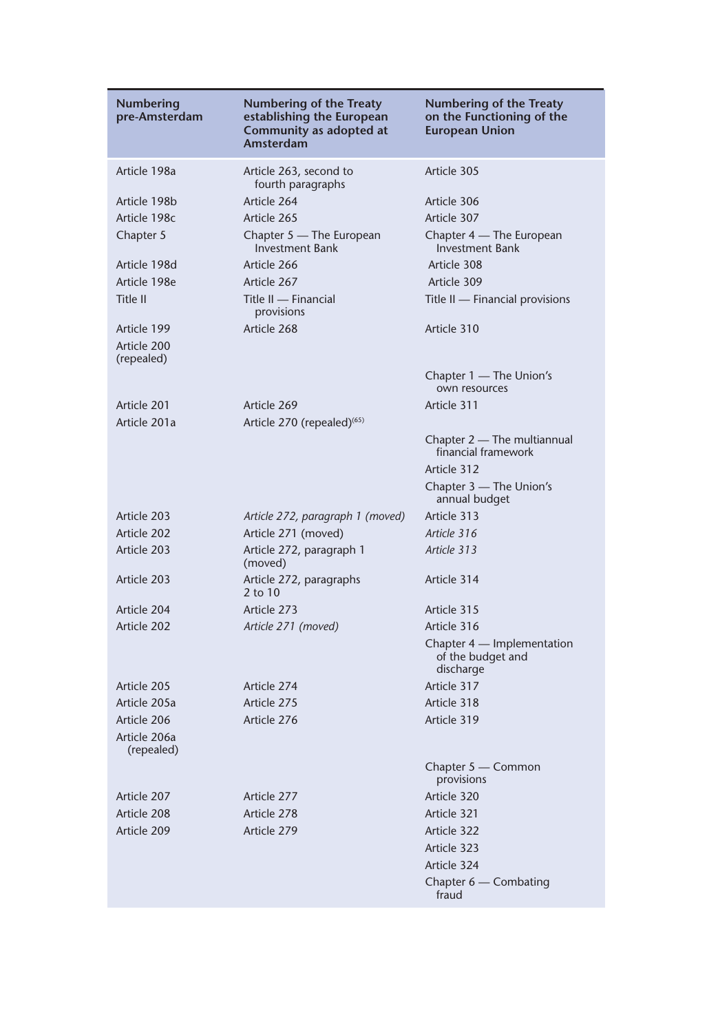| Numbering pre-Amsterdam | Numbering of the Treaty establishing the European Community as adopted at Amsterdam | Numbering of the Treaty on the Functioning of the European Union |
|---|---|---|
| Article 198a | Article 263, second to fourth paragraphs | Article 305 |
| Article 198b | Article 264 | Article 306 |
| Article 198c | Article 265 | Article 307 |
| Chapter 5 | Chapter 5 — The European Investment Bank | Chapter 4 — The European Investment Bank |
| Article 198d | Article 266 | Article 308 |
| Article 198e | Article 267 | Article 309 |
| Title II | Title II — Financial provisions | Title II — Financial provisions |
| Article 199 | Article 268 | Article 310 |
| Article 200 (repealed) | | |
| | | Chapter 1 — The Union's own resources |
| Article 201 | Article 269 | Article 311 |
| Article 201a | Article 270 (repealed)[65] | |
| | | Chapter 2 — The multiannual financial framework |
| | | Article 312 |
| | | Chapter 3 — The Union's annual budget |
| Article 203 | *Article 272, paragraph 1 (moved)* | Article 313 |
| Article 202 | Article 271 (moved) | *Article 316* |
| Article 203 | Article 272, paragraph 1 (moved) | *Article 313* |
| Article 203 | Article 272, paragraphs 2 to 10 | Article 314 |
| Article 204 | Article 273 | Article 315 |
| Article 202 | *Article 271 (moved)* | Article 316 |
| | | Chapter 4 — Implementation of the budget and discharge |
| Article 205 | Article 274 | Article 317 |
| Article 205a | Article 275 | Article 318 |
| Article 206 | Article 276 | Article 319 |
| Article 206a (repealed) | | |
| | | Chapter 5 — Common provisions |
| Article 207 | Article 277 | Article 320 |
| Article 208 | Article 278 | Article 321 |
| Article 209 | Article 279 | Article 322 |
| | | Article 323 |
| | | Article 324 |
| | | Chapter 6 — Combating fraud |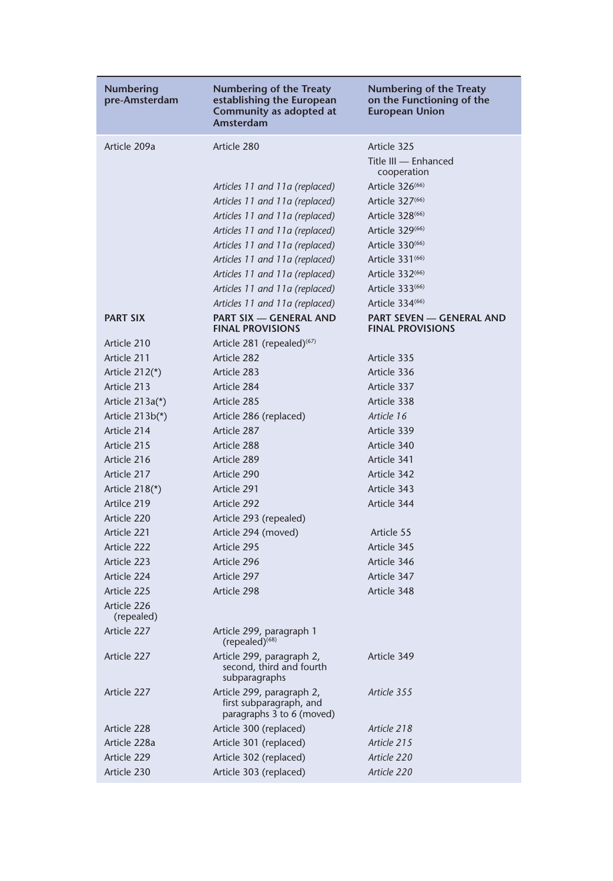| Numbering pre-Amsterdam | Numbering of the Treaty establishing the European Community as adopted at Amsterdam | Numbering of the Treaty on the Functioning of the European Union |
|---|---|---|
| Article 209a | Article 280 | Article 325 |
| | | Title III — Enhanced cooperation |
| | *Articles 11 and 11a (replaced)* | Article 326[66] |
| | *Articles 11 and 11a (replaced)* | Article 327[66] |
| | *Articles 11 and 11a (replaced)* | Article 328[66] |
| | *Articles 11 and 11a (replaced)* | Article 329[66] |
| | *Articles 11 and 11a (replaced)* | Article 330[66] |
| | *Articles 11 and 11a (replaced)* | Article 331[66] |
| | *Articles 11 and 11a (replaced)* | Article 332[66] |
| | *Articles 11 and 11a (replaced)* | Article 333[66] |
| | *Articles 11 and 11a (replaced)* | Article 334[66] |
| **PART SIX** | **PART SIX — GENERAL AND FINAL PROVISIONS** | **PART SEVEN — GENERAL AND FINAL PROVISIONS** |
| Article 210 | Article 281 (repealed)[67] | |
| Article 211 | Article 282 | Article 335 |
| Article 212(*) | Article 283 | Article 336 |
| Article 213 | Article 284 | Article 337 |
| Article 213a(*) | Article 285 | Article 338 |
| Article 213b(*) | Article 286 (replaced) | *Article 16* |
| Article 214 | Article 287 | Article 339 |
| Article 215 | Article 288 | Article 340 |
| Article 216 | Article 289 | Article 341 |
| Article 217 | Article 290 | Article 342 |
| Article 218(*) | Article 291 | Article 343 |
| Artilce 219 | Article 292 | Article 344 |
| Article 220 | Article 293 (repealed) | |
| Article 221 | Article 294 (moved) | Article 55 |
| Article 222 | Article 295 | Article 345 |
| Article 223 | Article 296 | Article 346 |
| Article 224 | Article 297 | Article 347 |
| Article 225 | Article 298 | Article 348 |
| Article 226 (repealed) | | |
| Article 227 | Article 299, paragraph 1 (repealed)[68] | |
| Article 227 | Article 299, paragraph 2, second, third and fourth subparagraphs | Article 349 |
| Article 227 | Article 299, paragraph 2, first subparagraph, and paragraphs 3 to 6 (moved) | *Article 355* |
| Article 228 | Article 300 (replaced) | *Article 218* |
| Article 228a | Article 301 (replaced) | *Article 215* |
| Article 229 | Article 302 (replaced) | *Article 220* |
| Article 230 | Article 303 (replaced) | *Article 220* |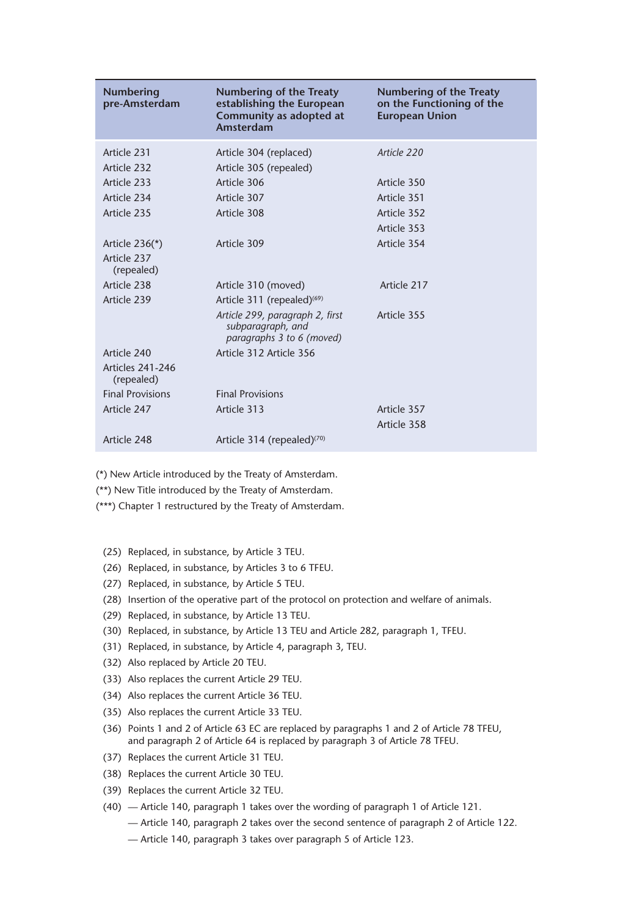| Numbering pre-Amsterdam | Numbering of the Treaty establishing the European Community as adopted at Amsterdam | Numbering of the Treaty on the Functioning of the European Union |
|---|---|---|
| Article 231 | Article 304 (replaced) | *Article 220* |
| Article 232 | Article 305 (repealed) | |
| Article 233 | Article 306 | Article 350 |
| Article 234 | Article 307 | Article 351 |
| Article 235 | Article 308 | Article 352 |
| | | Article 353 |
| Article 236(*) | Article 309 | Article 354 |
| Article 237 (repealed) | | |
| Article 238 | Article 310 (moved) | Article 217 |
| Article 239 | Article 311 (repealed)[69] | |
| | *Article 299, paragraph 2, first subparagraph, and paragraphs 3 to 6 (moved)* | Article 355 |
| Article 240 | Article 312 Article 356 | |
| Articles 241-246 (repealed) | | |
| Final Provisions | Final Provisions | |
| Article 247 | Article 313 | Article 357 |
| | | Article 358 |
| Article 248 | Article 314 (repealed)[70] | |

(*) New Article introduced by the Treaty of Amsterdam.

(**) New Title introduced by the Treaty of Amsterdam.

(***) Chapter 1 restructured by the Treaty of Amsterdam.

(25) Replaced, in substance, by Article 3 TEU.

(26) Replaced, in substance, by Articles 3 to 6 TFEU.

(27) Replaced, in substance, by Article 5 TEU.

(28) Insertion of the operative part of the protocol on protection and welfare of animals.

(29) Replaced, in substance, by Article 13 TEU.

(30) Replaced, in substance, by Article 13 TEU and Article 282, paragraph 1, TFEU.

(31) Replaced, in substance, by Article 4, paragraph 3, TEU.

(32) Also replaced by Article 20 TEU.

(33) Also replaces the current Article 29 TEU.

(34) Also replaces the current Article 36 TEU.

(35) Also replaces the current Article 33 TEU.

(36) Points 1 and 2 of Article 63 EC are replaced by paragraphs 1 and 2 of Article 78 TFEU, and paragraph 2 of Article 64 is replaced by paragraph 3 of Article 78 TFEU.

(37) Replaces the current Article 31 TEU.

(38) Replaces the current Article 30 TEU.

(39) Replaces the current Article 32 TEU.

(40) — Article 140, paragraph 1 takes over the wording of paragraph 1 of Article 121.

— Article 140, paragraph 2 takes over the second sentence of paragraph 2 of Article 122.

— Article 140, paragraph 3 takes over paragraph 5 of Article 123.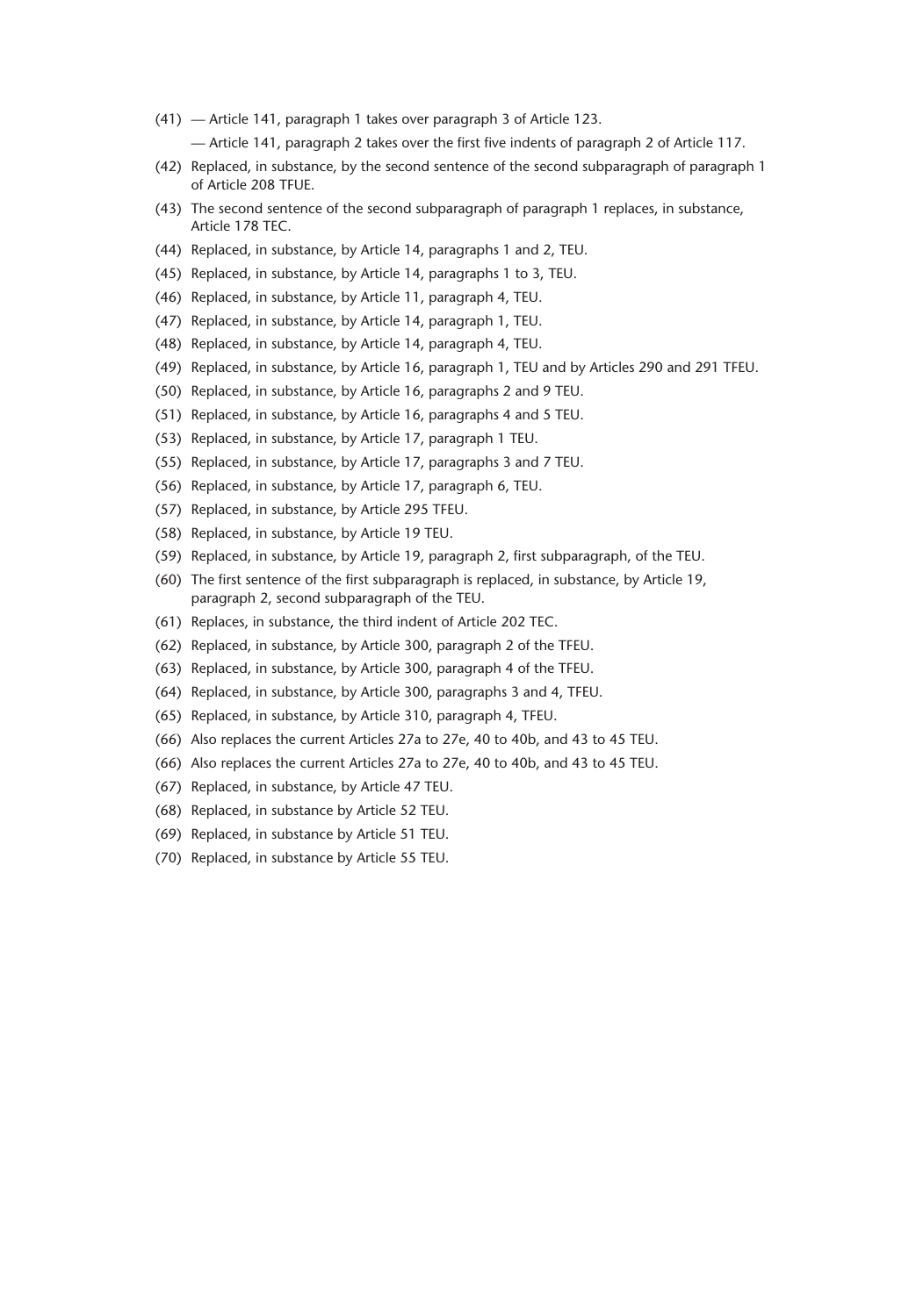(41) — Article 141, paragraph 1 takes over paragraph 3 of Article 123.

— Article 141, paragraph 2 takes over the first five indents of paragraph 2 of Article 117.

(42) Replaced, in substance, by the second sentence of the second subparagraph of paragraph 1 of Article 208 TFUE.

(43) The second sentence of the second subparagraph of paragraph 1 replaces, in substance, Article 178 TEC.

(44) Replaced, in substance, by Article 14, paragraphs 1 and 2, TEU.

(45) Replaced, in substance, by Article 14, paragraphs 1 to 3, TEU.

(46) Replaced, in substance, by Article 11, paragraph 4, TEU.

(47) Replaced, in substance, by Article 14, paragraph 1, TEU.

(48) Replaced, in substance, by Article 14, paragraph 4, TEU.

(49) Replaced, in substance, by Article 16, paragraph 1, TEU and by Articles 290 and 291 TFEU.

(50) Replaced, in substance, by Article 16, paragraphs 2 and 9 TEU.

(51) Replaced, in substance, by Article 16, paragraphs 4 and 5 TEU.

(53) Replaced, in substance, by Article 17, paragraph 1 TEU.

(55) Replaced, in substance, by Article 17, paragraphs 3 and 7 TEU.

(56) Replaced, in substance, by Article 17, paragraph 6, TEU.

(57) Replaced, in substance, by Article 295 TFEU.

(58) Replaced, in substance, by Article 19 TEU.

(59) Replaced, in substance, by Article 19, paragraph 2, first subparagraph, of the TEU.

(60) The first sentence of the first subparagraph is replaced, in substance, by Article 19, paragraph 2, second subparagraph of the TEU.

(61) Replaces, in substance, the third indent of Article 202 TEC.

(62) Replaced, in substance, by Article 300, paragraph 2 of the TFEU.

(63) Replaced, in substance, by Article 300, paragraph 4 of the TFEU.

(64) Replaced, in substance, by Article 300, paragraphs 3 and 4, TFEU.

(65) Replaced, in substance, by Article 310, paragraph 4, TFEU.

(66) Also replaces the current Articles 27a to 27e, 40 to 40b, and 43 to 45 TEU.

(66) Also replaces the current Articles 27a to 27e, 40 to 40b, and 43 to 45 TEU.

(67) Replaced, in substance, by Article 47 TEU.

(68) Replaced, in substance by Article 52 TEU.

(69) Replaced, in substance by Article 51 TEU.

(70) Replaced, in substance by Article 55 TEU.